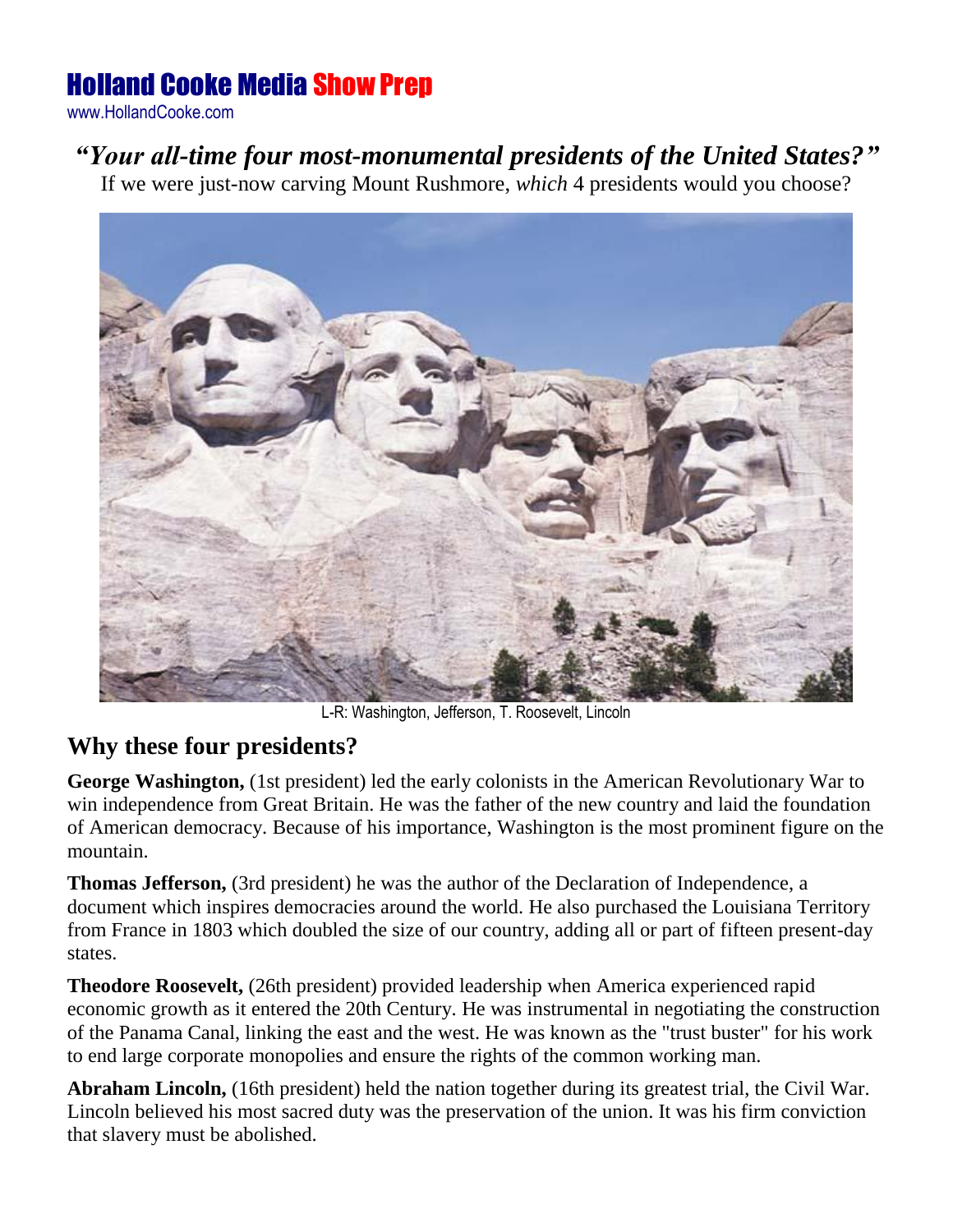# Holland Cooke Media Show Prep

www.HollandCooke.com

## *"Your all-time four most-monumental presidents of the United States?"*

If we were just-now carving Mount Rushmore, *which* 4 presidents would you choose?

L-R: Washington, Jefferson, T. Roosevelt, Lincoln

## Why these four presidents?

**George Washington,** (1st president) led the early colonists in the American Revolutionary War to win independence from Great Britain. He was the father of the new country and laid the foundation of American democracy. Because of his importance, Washington is the most prominent figure on the mountain.

**Thomas Jefferson,** (3rd president) he was the author of the Declaration of Independence, a document which inspires democracies around the world. He also purchased the Louisiana Territory from France in 1803 which doubled the size of our country, adding all or part of fifteen present-day states.

**Theodore Roosevelt,** (26th president) provided leadership when America experienced rapid economic growth as it entered the 20th Century. He was instrumental in negotiating the construction of the Panama Canal, linking the east and the west. He was known as the "trust buster" for his work to end large corporate monopolies and ensure the rights of the common working man.

**Abraham Lincoln,** (16th president) held the nation together during its greatest trial, the Civil War. Lincoln believed his most sacred duty was the preservation of the union. It was his firm conviction that slavery must be abolished.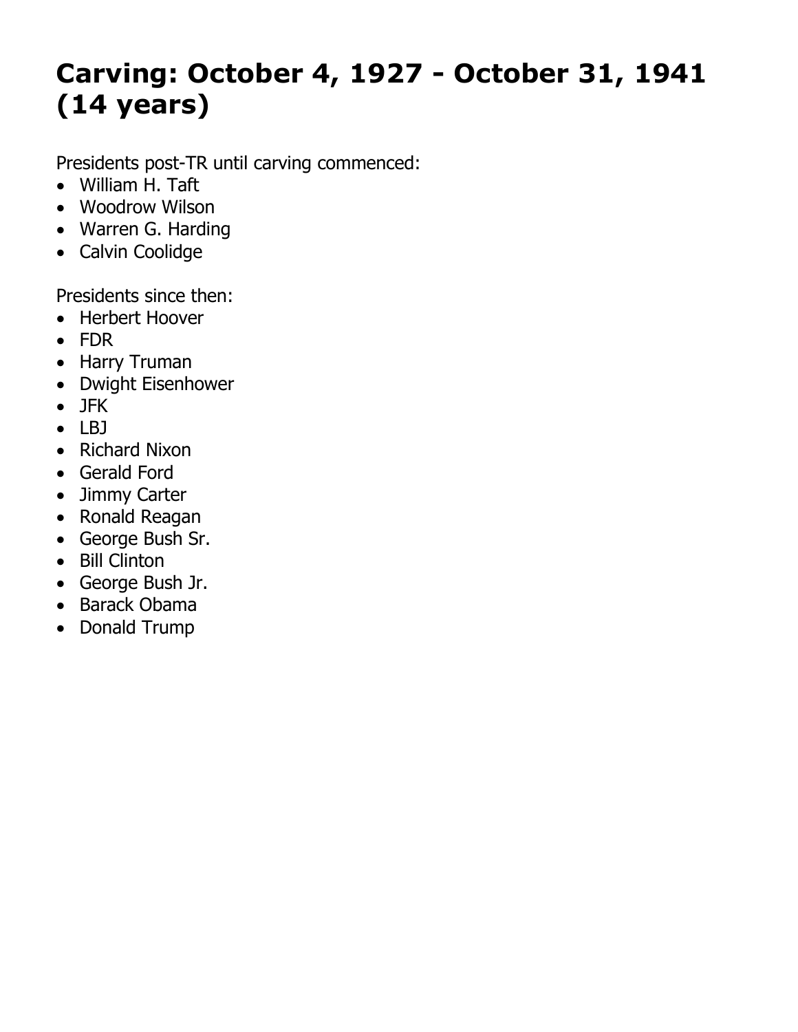# Carving: October 4, 1927 - October 31, 1941 (14 years)

Presidents post-TR until carving commenced:

- William H. Taft
- Woodrow Wilson
- Warren G. Harding
- Calvin Coolidge

Presidents since then:

- Herbert Hoover
- FDR
- Harry Truman
- Dwight Eisenhower
- JFK
- LBJ
- Richard Nixon
- Gerald Ford
- Jimmy Carter
- Ronald Reagan
- George Bush Sr.
- Bill Clinton
- George Bush Jr.
- Barack Obama
- Donald Trump